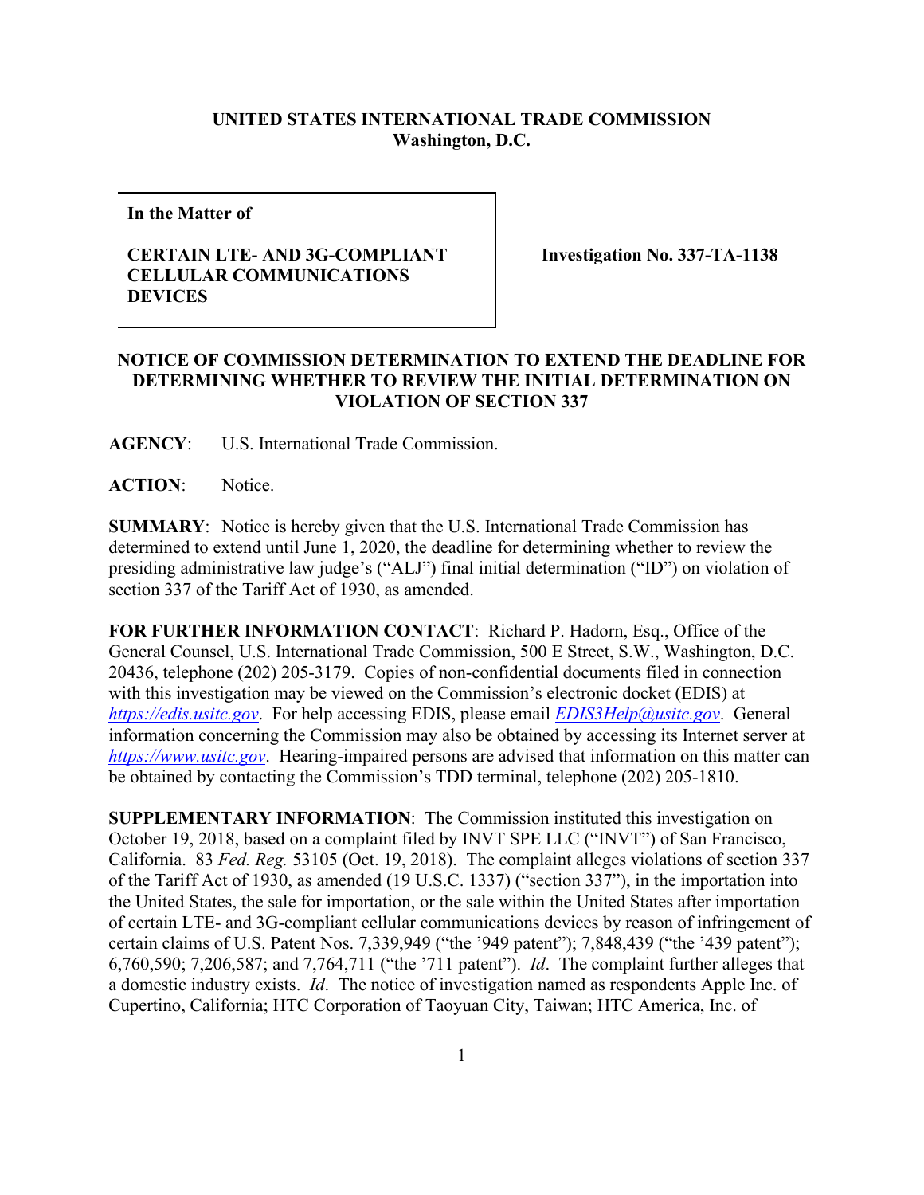**UNITED STATES INTERNATIONAL TRADE COMMISSION**
**Washington, D.C.**

| | |
|---|---|
| **In the Matter of**<br><br>**CERTAIN LTE- AND 3G-COMPLIANT CELLULAR COMMUNICATIONS DEVICES** | **Investigation No. 337-TA-1138** |

**NOTICE OF COMMISSION DETERMINATION TO EXTEND THE DEADLINE FOR DETERMINING WHETHER TO REVIEW THE INITIAL DETERMINATION ON VIOLATION OF SECTION 337**

**AGENCY**: U.S. International Trade Commission.

**ACTION**: Notice.

**SUMMARY**: Notice is hereby given that the U.S. International Trade Commission has determined to extend until June 1, 2020, the deadline for determining whether to review the presiding administrative law judge's ("ALJ") final initial determination ("ID") on violation of section 337 of the Tariff Act of 1930, as amended.

**FOR FURTHER INFORMATION CONTACT**: Richard P. Hadorn, Esq., Office of the General Counsel, U.S. International Trade Commission, 500 E Street, S.W., Washington, D.C. 20436, telephone (202) 205-3179. Copies of non-confidential documents filed in connection with this investigation may be viewed on the Commission's electronic docket (EDIS) at *https://edis.usitc.gov*. For help accessing EDIS, please email *EDIS3Help@usitc.gov*. General information concerning the Commission may also be obtained by accessing its Internet server at *https://www.usitc.gov*. Hearing-impaired persons are advised that information on this matter can be obtained by contacting the Commission's TDD terminal, telephone (202) 205-1810.

**SUPPLEMENTARY INFORMATION**: The Commission instituted this investigation on October 19, 2018, based on a complaint filed by INVT SPE LLC ("INVT") of San Francisco, California. 83 *Fed. Reg.* 53105 (Oct. 19, 2018). The complaint alleges violations of section 337 of the Tariff Act of 1930, as amended (19 U.S.C. 1337) ("section 337"), in the importation into the United States, the sale for importation, or the sale within the United States after importation of certain LTE- and 3G-compliant cellular communications devices by reason of infringement of certain claims of U.S. Patent Nos. 7,339,949 ("the '949 patent"); 7,848,439 ("the '439 patent"); 6,760,590; 7,206,587; and 7,764,711 ("the '711 patent"). *Id*. The complaint further alleges that a domestic industry exists. *Id*. The notice of investigation named as respondents Apple Inc. of Cupertino, California; HTC Corporation of Taoyuan City, Taiwan; HTC America, Inc. of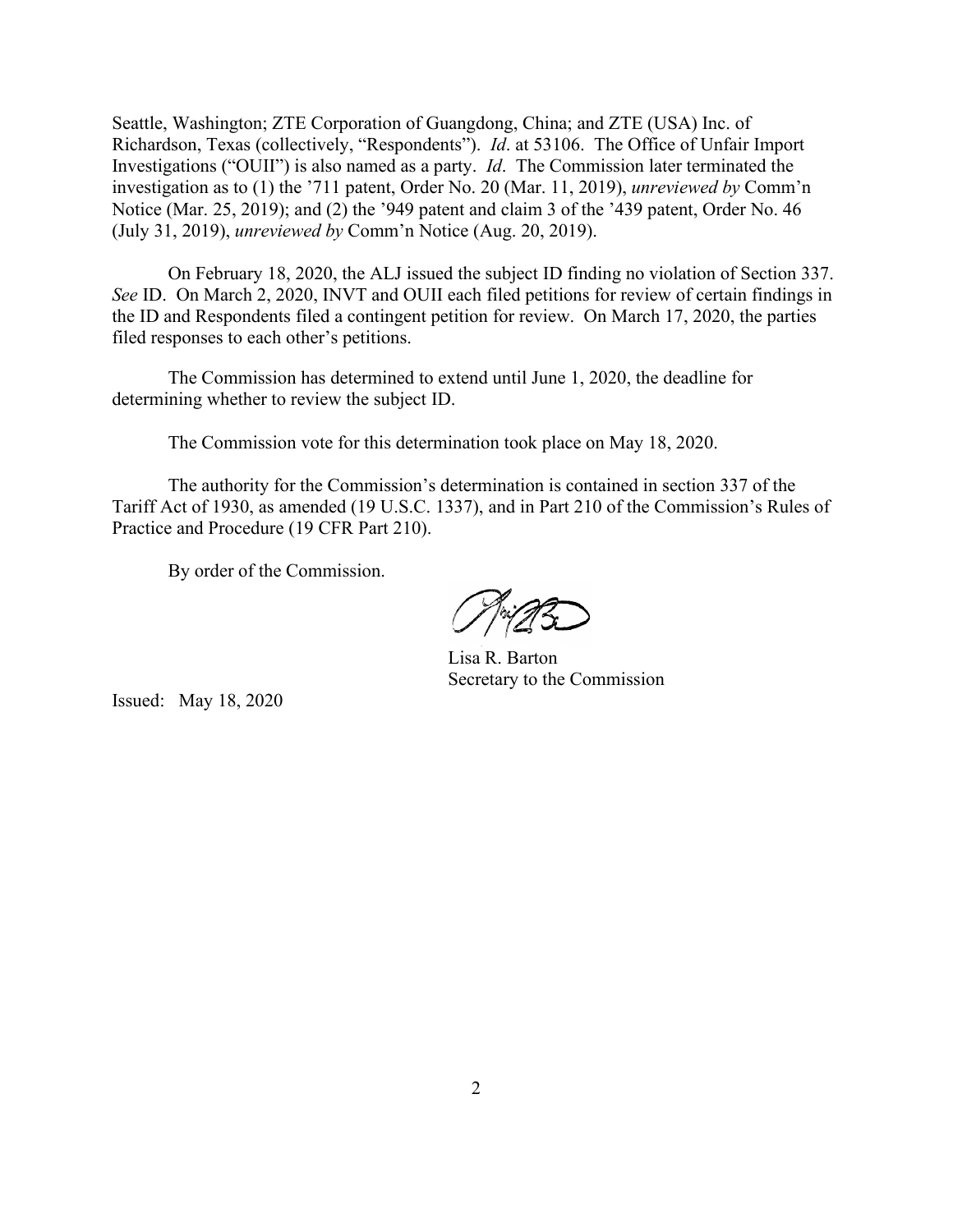Seattle, Washington; ZTE Corporation of Guangdong, China; and ZTE (USA) Inc. of Richardson, Texas (collectively, "Respondents"). *Id*. at 53106. The Office of Unfair Import Investigations ("OUII") is also named as a party. *Id*. The Commission later terminated the investigation as to (1) the '711 patent, Order No. 20 (Mar. 11, 2019), *unreviewed by* Comm'n Notice (Mar. 25, 2019); and (2) the '949 patent and claim 3 of the '439 patent, Order No. 46 (July 31, 2019), *unreviewed by* Comm'n Notice (Aug. 20, 2019).

On February 18, 2020, the ALJ issued the subject ID finding no violation of Section 337. *See* ID. On March 2, 2020, INVT and OUII each filed petitions for review of certain findings in the ID and Respondents filed a contingent petition for review. On March 17, 2020, the parties filed responses to each other's petitions.

The Commission has determined to extend until June 1, 2020, the deadline for determining whether to review the subject ID.

The Commission vote for this determination took place on May 18, 2020.

The authority for the Commission's determination is contained in section 337 of the Tariff Act of 1930, as amended (19 U.S.C. 1337), and in Part 210 of the Commission's Rules of Practice and Procedure (19 CFR Part 210).

By order of the Commission.

Lisa R. Barton
Secretary to the Commission

Issued: May 18, 2020